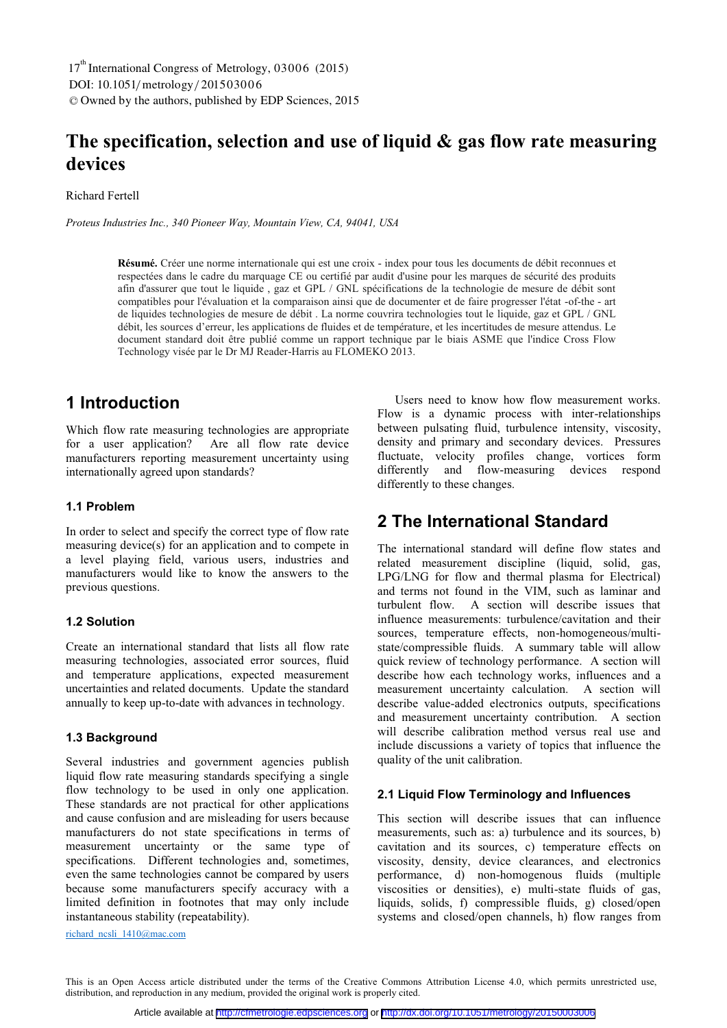17th International Congress of Metrology, 03006 (2015)
DOI: 10.1051/metrology/201503006
© Owned by the authors, published by EDP Sciences, 2015

# The specification, selection and use of liquid & gas flow rate measuring devices

Richard Fertell

*Proteus Industries Inc., 340 Pioneer Way, Mountain View, CA, 94041, USA*

**Résumé.** Créer une norme internationale qui est une croix - index pour tous les documents de débit reconnues et respectées dans le cadre du marquage CE ou certifié par audit d'usine pour les marques de sécurité des produits afin d'assurer que tout le liquide , gaz et GPL / GNL spécifications de la technologie de mesure de débit sont compatibles pour l'évaluation et la comparaison ainsi que de documenter et de faire progresser l'état -of-the - art de liquides technologies de mesure de débit . La norme couvrira technologies tout le liquide, gaz et GPL / GNL débit, les sources d'erreur, les applications de fluides et de température, et les incertitudes de mesure attendus. Le document standard doit être publié comme un rapport technique par le biais ASME que l'indice Cross Flow Technology visée par le Dr MJ Reader-Harris au FLOMEKO 2013.

## 1 Introduction

Which flow rate measuring technologies are appropriate for a user application? Are all flow rate device manufacturers reporting measurement uncertainty using internationally agreed upon standards?

### 1.1 Problem

In order to select and specify the correct type of flow rate measuring device(s) for an application and to compete in a level playing field, various users, industries and manufacturers would like to know the answers to the previous questions.

### 1.2 Solution

Create an international standard that lists all flow rate measuring technologies, associated error sources, fluid and temperature applications, expected measurement uncertainties and related documents. Update the standard annually to keep up-to-date with advances in technology.

### 1.3 Background

Several industries and government agencies publish liquid flow rate measuring standards specifying a single flow technology to be used in only one application. These standards are not practical for other applications and cause confusion and are misleading for users because manufacturers do not state specifications in terms of measurement uncertainty or the same type of specifications. Different technologies and, sometimes, even the same technologies cannot be compared by users because some manufacturers specify accuracy with a limited definition in footnotes that may only include instantaneous stability (repeatability).

richard_ncsli_1410@mac.com

Users need to know how flow measurement works. Flow is a dynamic process with inter-relationships between pulsating fluid, turbulence intensity, viscosity, density and primary and secondary devices. Pressures fluctuate, velocity profiles change, vortices form differently and flow-measuring devices respond differently to these changes.

## 2 The International Standard

The international standard will define flow states and related measurement discipline (liquid, solid, gas, LPG/LNG for flow and thermal plasma for Electrical) and terms not found in the VIM, such as laminar and turbulent flow. A section will describe issues that influence measurements: turbulence/cavitation and their sources, temperature effects, non-homogeneous/multi-state/compressible fluids. A summary table will allow quick review of technology performance. A section will describe how each technology works, influences and a measurement uncertainty calculation. A section will describe value-added electronics outputs, specifications and measurement uncertainty contribution. A section will describe calibration method versus real use and include discussions a variety of topics that influence the quality of the unit calibration.

### 2.1 Liquid Flow Terminology and Influences

This section will describe issues that can influence measurements, such as: a) turbulence and its sources, b) cavitation and its sources, c) temperature effects on viscosity, density, device clearances, and electronics performance, d) non-homogenous fluids (multiple viscosities or densities), e) multi-state fluids of gas, liquids, solids, f) compressible fluids, g) closed/open systems and closed/open channels, h) flow ranges from

This is an Open Access article distributed under the terms of the Creative Commons Attribution License 4.0, which permits unrestricted use, distribution, and reproduction in any medium, provided the original work is properly cited.

Article available at http://cfmetrologie.edpsciences.org or http://dx.doi.org/10.1051/metrology/201503006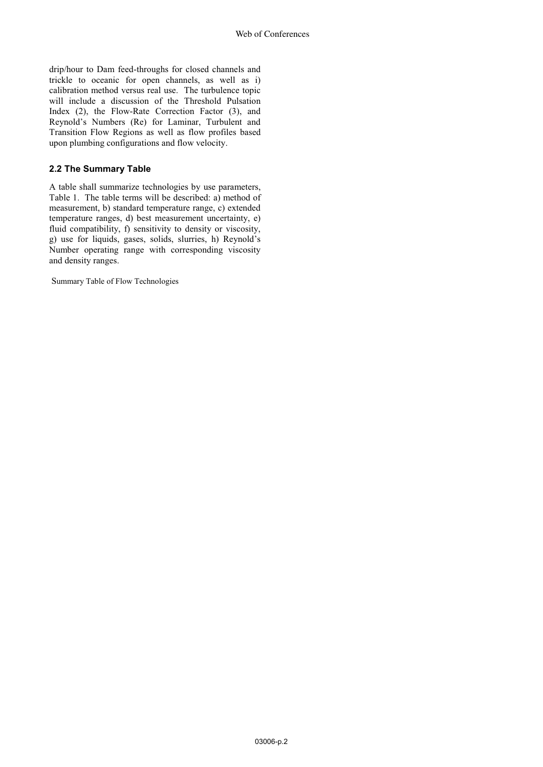drip/hour to Dam feed-throughs for closed channels and trickle to oceanic for open channels, as well as i) calibration method versus real use. The turbulence topic will include a discussion of the Threshold Pulsation Index (2), the Flow-Rate Correction Factor (3), and Reynold's Numbers (Re) for Laminar, Turbulent and Transition Flow Regions as well as flow profiles based upon plumbing configurations and flow velocity.

### 2.2 The Summary Table

A table shall summarize technologies by use parameters, Table 1. The table terms will be described: a) method of measurement, b) standard temperature range, c) extended temperature ranges, d) best measurement uncertainty, e) fluid compatibility, f) sensitivity to density or viscosity, g) use for liquids, gases, solids, slurries, h) Reynold's Number operating range with corresponding viscosity and density ranges.

Summary Table of Flow Technologies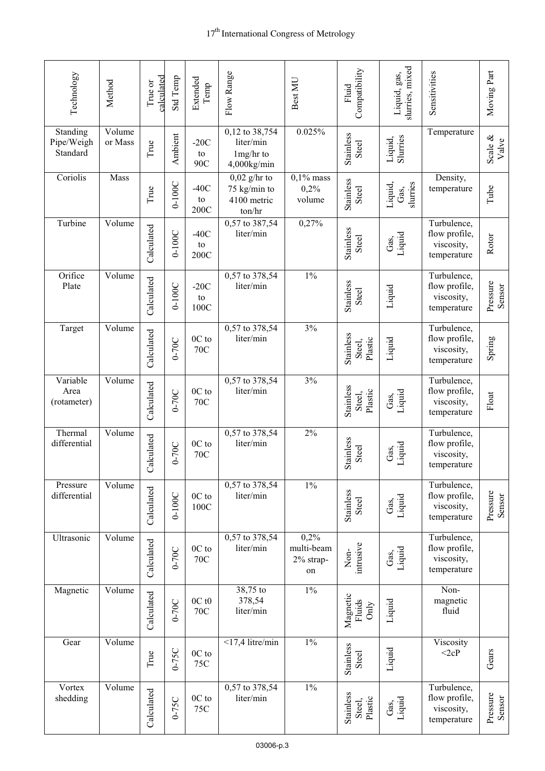| Technology | Method | True or calculated | Std Temp | Extended Temp | Flow Range | Best MU | Fluid Compatibility | Liquid, gas, slurries, mixed | Sensitivities | Moving Part |
|---|---|---|---|---|---|---|---|---|---|---|
| Standing Pipe/Weigh Standard | Volume or Mass | True | Ambient | -20C to 90C | 0,12 to 38,754 liter/min 1mg/hr to 4,000kg/min | 0.025% | Stainless Steel | Liquid, Slurries | Temperature | Scale & Valve |
| Coriolis | Mass | True | 0-100C | -40C to 200C | 0,02 g/hr to 75 kg/min to 4100 metric ton/hr | 0,1% mass 0,2% volume | Stainless Steel | Liquid, Gas, slurries | Density, temperature | Tube |
| Turbine | Volume | Calculated | 0-100C | -40C to 200C | 0,57 to 387,54 liter/min | 0,27% | Stainless Steel | Gas, Liquid | Turbulence, flow profile, viscosity, temperature | Rotor |
| Orifice Plate | Volume | Calculated | 0-100C | -20C to 100C | 0,57 to 378,54 liter/min | 1% | Stainless Steel | Liquid | Turbulence, flow profile, viscosity, temperature | Pressure Sensor |
| Target | Volume | Calculated | 0-70C | 0C to 70C | 0,57 to 378,54 liter/min | 3% | Stainless Steel, Plastic | Liquid | Turbulence, flow profile, viscosity, temperature | Spring |
| Variable Area (rotameter) | Volume | Calculated | 0-70C | 0C to 70C | 0,57 to 378,54 liter/min | 3% | Stainless Steel, Plastic | Gas, Liquid | Turbulence, flow profile, viscosity, temperature | Float |
| Thermal differential | Volume | Calculated | 0-70C | 0C to 70C | 0,57 to 378,54 liter/min | 2% | Stainless Steel | Gas, Liquid | Turbulence, flow profile, viscosity, temperature | |
| Pressure differential | Volume | Calculated | 0-100C | 0C to 100C | 0,57 to 378,54 liter/min | 1% | Stainless Steel | Gas, Liquid | Turbulence, flow profile, viscosity, temperature | Pressure Sensor |
| Ultrasonic | Volume | Calculated | 0-70C | 0C to 70C | 0,57 to 378,54 liter/min | 0,2% multi-beam 2% strap-on | Non-intrusive | Gas, Liquid | Turbulence, flow profile, viscosity, temperature | |
| Magnetic | Volume | Calculated | 0-70C | 0C t0 70C | 38,75 to 378,54 liter/min | 1% | Magnetic Fluids Only | Liquid | Non-magnetic fluid | |
| Gear | Volume | True | 0-75C | 0C to 75C | <17,4 litre/min | 1% | Stainless Steel | Liquid | Viscosity <2cP | Gears |
| Vortex shedding | Volume | Calculated | 0-75C | 0C to 75C | 0,57 to 378,54 liter/min | 1% | Stainless Steel, Plastic | Gas, Liquid | Turbulence, flow profile, viscosity, temperature | Pressure Sensor |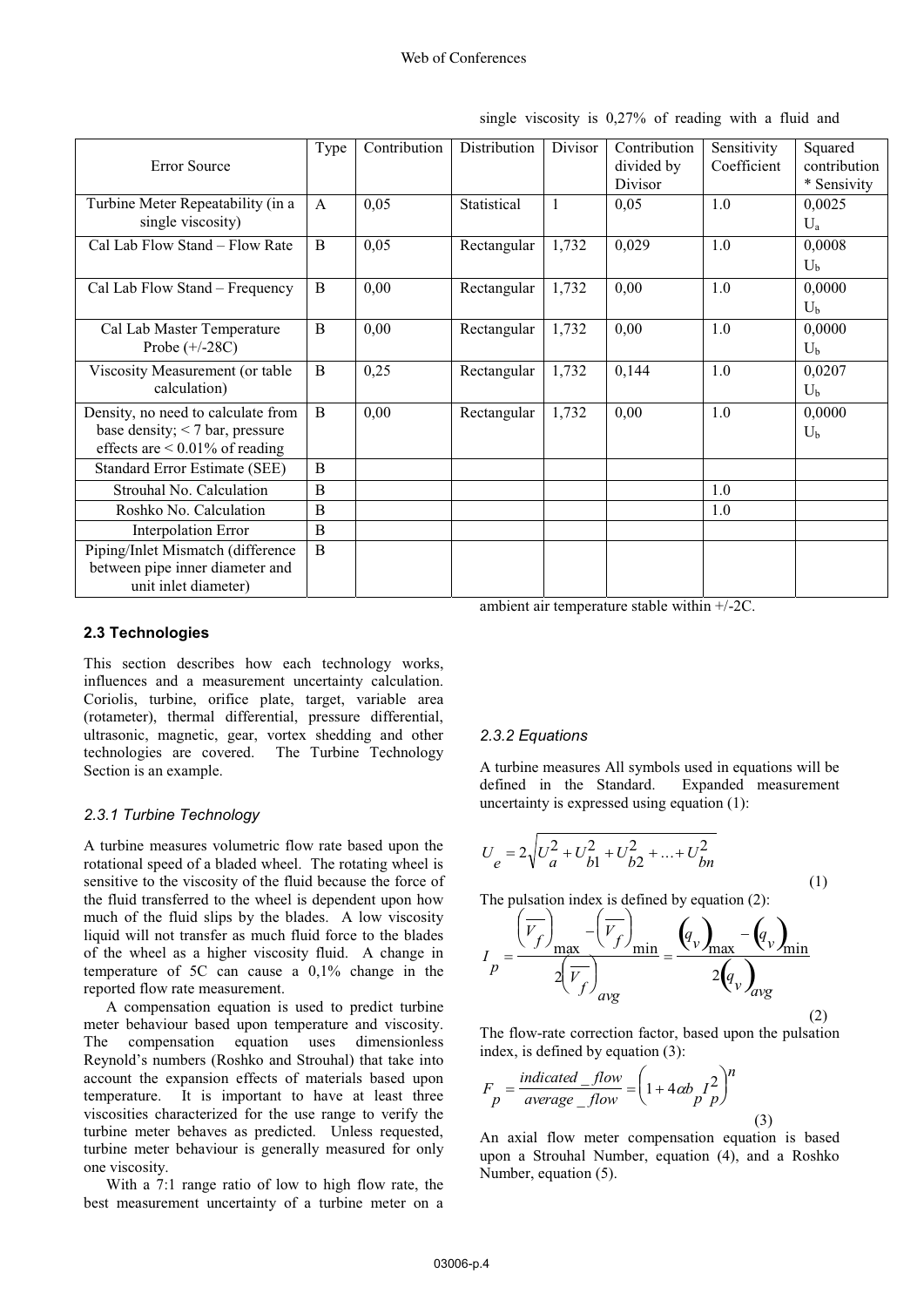| Error Source | Type | Contribution | Distribution | Divisor | Contribution divided by Divisor | Sensitivity Coefficient | Squared contribution * Sensivity |
|---|---|---|---|---|---|---|---|
| Turbine Meter Repeatability (in a single viscosity) | A | 0,05 | Statistical | 1 | 0,05 | 1.0 | 0,0025 $U_a$ |
| Cal Lab Flow Stand – Flow Rate | B | 0,05 | Rectangular | 1,732 | 0,029 | 1.0 | 0,0008 $U_b$ |
| Cal Lab Flow Stand – Frequency | B | 0,00 | Rectangular | 1,732 | 0,00 | 1.0 | 0,0000 $U_b$ |
| Cal Lab Master Temperature Probe (+/-28C) | B | 0,00 | Rectangular | 1,732 | 0,00 | 1.0 | 0,0000 $U_b$ |
| Viscosity Measurement (or table calculation) | B | 0,25 | Rectangular | 1,732 | 0,144 | 1.0 | 0,0207 $U_b$ |
| Density, no need to calculate from base density; < 7 bar, pressure effects are < 0.01% of reading | B | 0,00 | Rectangular | 1,732 | 0,00 | 1.0 | 0,0000 $U_b$ |
| Standard Error Estimate (SEE) | B | | | | | | |
| Strouhal No. Calculation | B | | | | | 1.0 | |
| Roshko No. Calculation | B | | | | | 1.0 | |
| Interpolation Error | B | | | | | | |
| Piping/Inlet Mismatch (difference between pipe inner diameter and unit inlet diameter) | B | | | | | | |

## 2.3 Technologies

This section describes how each technology works, influences and a measurement uncertainty calculation. Coriolis, turbine, orifice plate, target, variable area (rotameter), thermal differential, pressure differential, ultrasonic, magnetic, gear, vortex shedding and other technologies are covered. The Turbine Technology Section is an example.

### *2.3.1 Turbine Technology*

A turbine measures volumetric flow rate based upon the rotational speed of a bladed wheel. The rotating wheel is sensitive to the viscosity of the fluid because the force of the fluid transferred to the wheel is dependent upon how much of the fluid slips by the blades. A low viscosity liquid will not transfer as much fluid force to the blades of the wheel as a higher viscosity fluid. A change in temperature of 5C can cause a 0,1% change in the reported flow rate measurement.

A compensation equation is used to predict turbine meter behaviour based upon temperature and viscosity. The compensation equation uses dimensionless Reynold's numbers (Roshko and Strouhal) that take into account the expansion effects of materials based upon temperature. It is important to have at least three viscosities characterized for the use range to verify the turbine meter behaves as predicted. Unless requested, turbine meter behaviour is generally measured for only one viscosity.

With a 7:1 range ratio of low to high flow rate, the best measurement uncertainty of a turbine meter on a single viscosity is 0,27% of reading with a fluid and ambient air temperature stable within +/-2C.

### *2.3.2 Equations*

A turbine measures All symbols used in equations will be defined in the Standard. Expanded measurement uncertainty is expressed using equation (1):

$$U_e = 2\sqrt{U_a^2 + U_{b1}^2 + U_{b2}^2 + \ldots + U_{bn}^2} \tag{1}$$

The pulsation index is defined by equation (2):

$$I_p = \frac{\left(\overline{V_f}\right)_{\max} - \left(\overline{V_f}\right)_{\min}}{2\left(\overline{V_f}\right)_{avg}} = \frac{\left(q_v\right)_{\max} - \left(q_v\right)_{\min}}{2\left(q_v\right)_{avg}} \tag{2}$$

The flow-rate correction factor, based upon the pulsation index, is defined by equation (3):

$$F_p = \frac{indicated\_flow}{average\_flow} = \left(1 + 4\alpha b_p I_p^2\right)^n \tag{3}$$

An axial flow meter compensation equation is based upon a Strouhal Number, equation (4), and a Roshko Number, equation (5).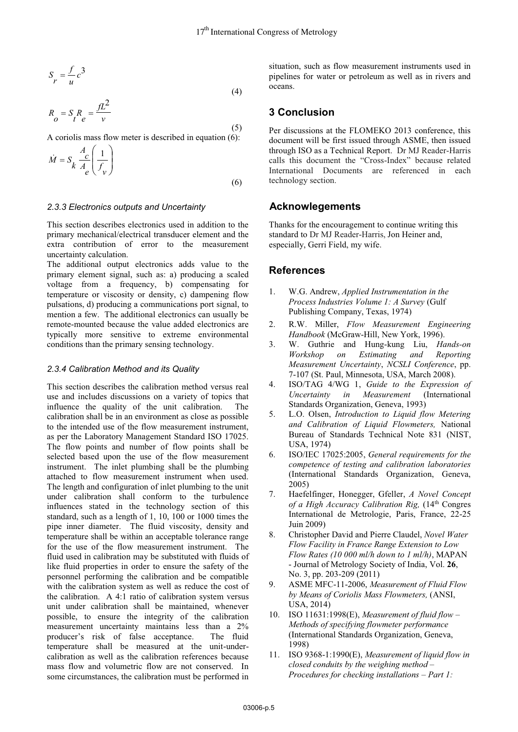$$S_r = \frac{f}{u}c^3 \tag{4}$$

$$R_o = S_t R_e = \frac{fL^2}{v} \tag{5}$$

A coriolis mass flow meter is described in equation (6):

$$\dot{M} = S_k \frac{A_c}{A_e}\left(\frac{1}{f_v}\right) \tag{6}$$

### 2.3.3 Electronics outputs and Uncertainty

This section describes electronics used in addition to the primary mechanical/electrical transducer element and the extra contribution of error to the measurement uncertainty calculation.

The additional output electronics adds value to the primary element signal, such as: a) producing a scaled voltage from a frequency, b) compensating for temperature or viscosity or density, c) dampening flow pulsations, d) producing a communications port signal, to mention a few. The additional electronics can usually be remote-mounted because the value added electronics are typically more sensitive to extreme environmental conditions than the primary sensing technology.

### 2.3.4 Calibration Method and its Quality

This section describes the calibration method versus real use and includes discussions on a variety of topics that influence the quality of the unit calibration. The calibration shall be in an environment as close as possible to the intended use of the flow measurement instrument, as per the Laboratory Management Standard ISO 17025. The flow points and number of flow points shall be selected based upon the use of the flow measurement instrument. The inlet plumbing shall be the plumbing attached to flow measurement instrument when used. The length and configuration of inlet plumbing to the unit under calibration shall conform to the turbulence influences stated in the technology section of this standard, such as a length of 1, 10, 100 or 1000 times the pipe inner diameter. The fluid viscosity, density and temperature shall be within an acceptable tolerance range for the use of the flow measurement instrument. The fluid used in calibration may be substituted with fluids of like fluid properties in order to ensure the safety of the personnel performing the calibration and be compatible with the calibration system as well as reduce the cost of the calibration. A 4:1 ratio of calibration system versus unit under calibration shall be maintained, whenever possible, to ensure the integrity of the calibration measurement uncertainty maintains less than a 2% producer's risk of false acceptance. The fluid temperature shall be measured at the unit-under-calibration as well as the calibration references because mass flow and volumetric flow are not conserved. In some circumstances, the calibration must be performed in situation, such as flow measurement instruments used in pipelines for water or petroleum as well as in rivers and oceans.

## 3 Conclusion

Per discussions at the FLOMEKO 2013 conference, this document will be first issued through ASME, then issued through ISO as a Technical Report. Dr MJ Reader-Harris calls this document the "Cross-Index" because related International Documents are referenced in each technology section.

## Acknowlegements

Thanks for the encouragement to continue writing this standard to Dr MJ Reader-Harris, Jon Heiner and, especially, Gerri Field, my wife.

## References

1. W.G. Andrew, *Applied Instrumentation in the Process Industries Volume 1: A Survey* (Gulf Publishing Company, Texas, 1974)
2. R.W. Miller, *Flow Measurement Engineering Handbook* (McGraw-Hill, New York, 1996).
3. W. Guthrie and Hung-kung Liu, *Hands-on Workshop on Estimating and Reporting Measurement Uncertainty*, *NCSLI Conference*, pp. 7-107 (St. Paul, Minnesota, USA, March 2008).
4. ISO/TAG 4/WG 1, *Guide to the Expression of Uncertainty in Measurement* (International Standards Organization, Geneva, 1993)
5. L.O. Olsen, *Introduction to Liquid flow Metering and Calibration of Liquid Flowmeters,* National Bureau of Standards Technical Note 831 (NIST, USA, 1974)
6. ISO/IEC 17025:2005, *General requirements for the competence of testing and calibration laboratories* (International Standards Organization, Geneva, 2005)
7. Haefelfinger, Honegger, Gfeller, *A Novel Concept of a High Accuracy Calibration Rig,* (14th Congres International de Metrologie, Paris, France, 22-25 Juin 2009)
8. Christopher David and Pierre Claudel, *Novel Water Flow Facility in France Range Extension to Low Flow Rates (10 000 ml/h down to 1 ml/h)*, MAPAN - Journal of Metrology Society of India, Vol. **26**, No. 3, pp. 203-209 (2011)
9. ASME MFC-11-2006, *Measurement of Fluid Flow by Means of Coriolis Mass Flowmeters,* (ANSI, USA, 2014)
10. ISO 11631:1998(E), *Measurement of fluid flow – Methods of specifying flowmeter performance* (International Standards Organization, Geneva, 1998)
11. ISO 9368-1:1990(E), *Measurement of liquid flow in closed conduits by the weighing method – Procedures for checking installations – Part 1:*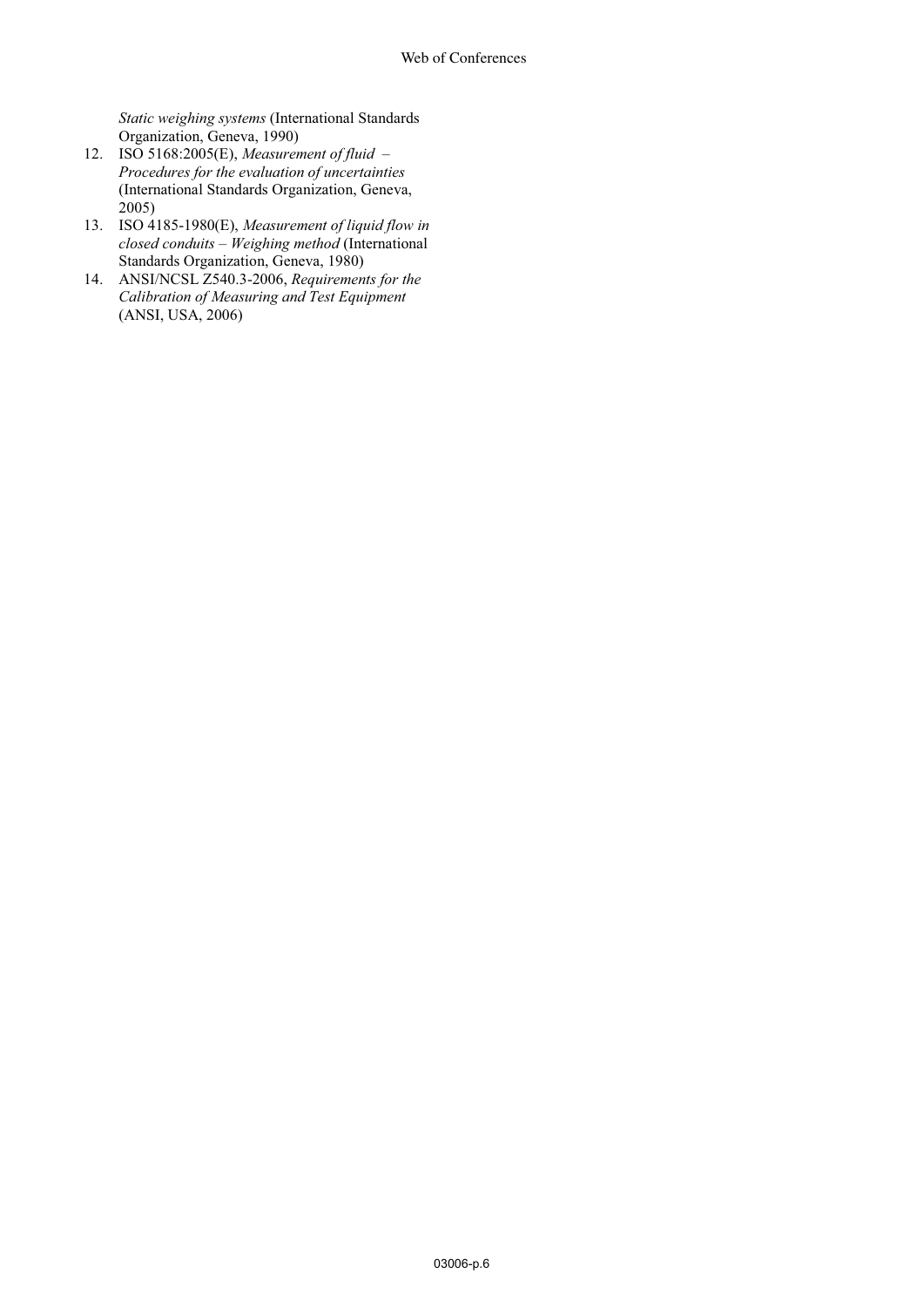*Static weighing systems* (International Standards Organization, Geneva, 1990)

12. ISO 5168:2005(E), *Measurement of fluid – Procedures for the evaluation of uncertainties* (International Standards Organization, Geneva, 2005)
13. ISO 4185-1980(E), *Measurement of liquid flow in closed conduits – Weighing method* (International Standards Organization, Geneva, 1980)
14. ANSI/NCSL Z540.3-2006, *Requirements for the Calibration of Measuring and Test Equipment* (ANSI, USA, 2006)